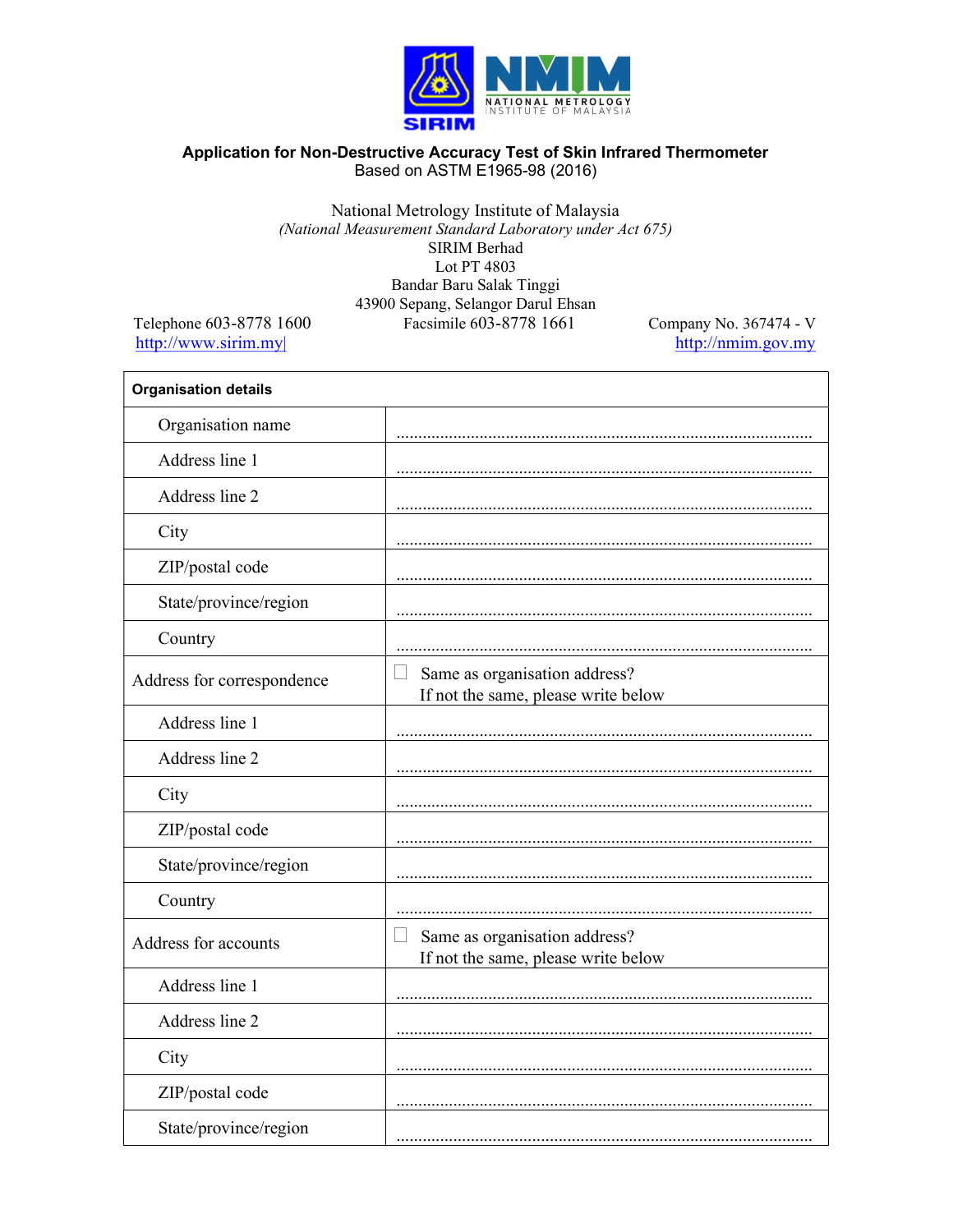# Application for Non-Destructive Accuracy Test of Skin Infrared Thermometer

Based on ASTM E1965-98 (2016)

National Metrology Institute of Malaysia
*(National Measurement Standard Laboratory under Act 675)*
SIRIM Berhad
Lot PT 4803
Bandar Baru Salak Tinggi
43900 Sepang, Selangor Darul Ehsan

Telephone 603-8778 1600 | Facsimile 603-8778 1661 | Company No. 367474 - V

http://www.sirim.my | http://nmim.gov.my

| **Organisation details** | |
|---|---|
| Organisation name | .............................................................................................. |
| Address line 1 | .............................................................................................. |
| Address line 2 | .............................................................................................. |
| City | .............................................................................................. |
| ZIP/postal code | .............................................................................................. |
| State/province/region | .............................................................................................. |
| Country | .............................................................................................. |
| Address for correspondence | ☐ Same as organisation address? If not the same, please write below |
| Address line 1 | .............................................................................................. |
| Address line 2 | .............................................................................................. |
| City | .............................................................................................. |
| ZIP/postal code | .............................................................................................. |
| State/province/region | .............................................................................................. |
| Country | .............................................................................................. |
| Address for accounts | ☐ Same as organisation address? If not the same, please write below |
| Address line 1 | .............................................................................................. |
| Address line 2 | .............................................................................................. |
| City | .............................................................................................. |
| ZIP/postal code | .............................................................................................. |
| State/province/region | .............................................................................................. |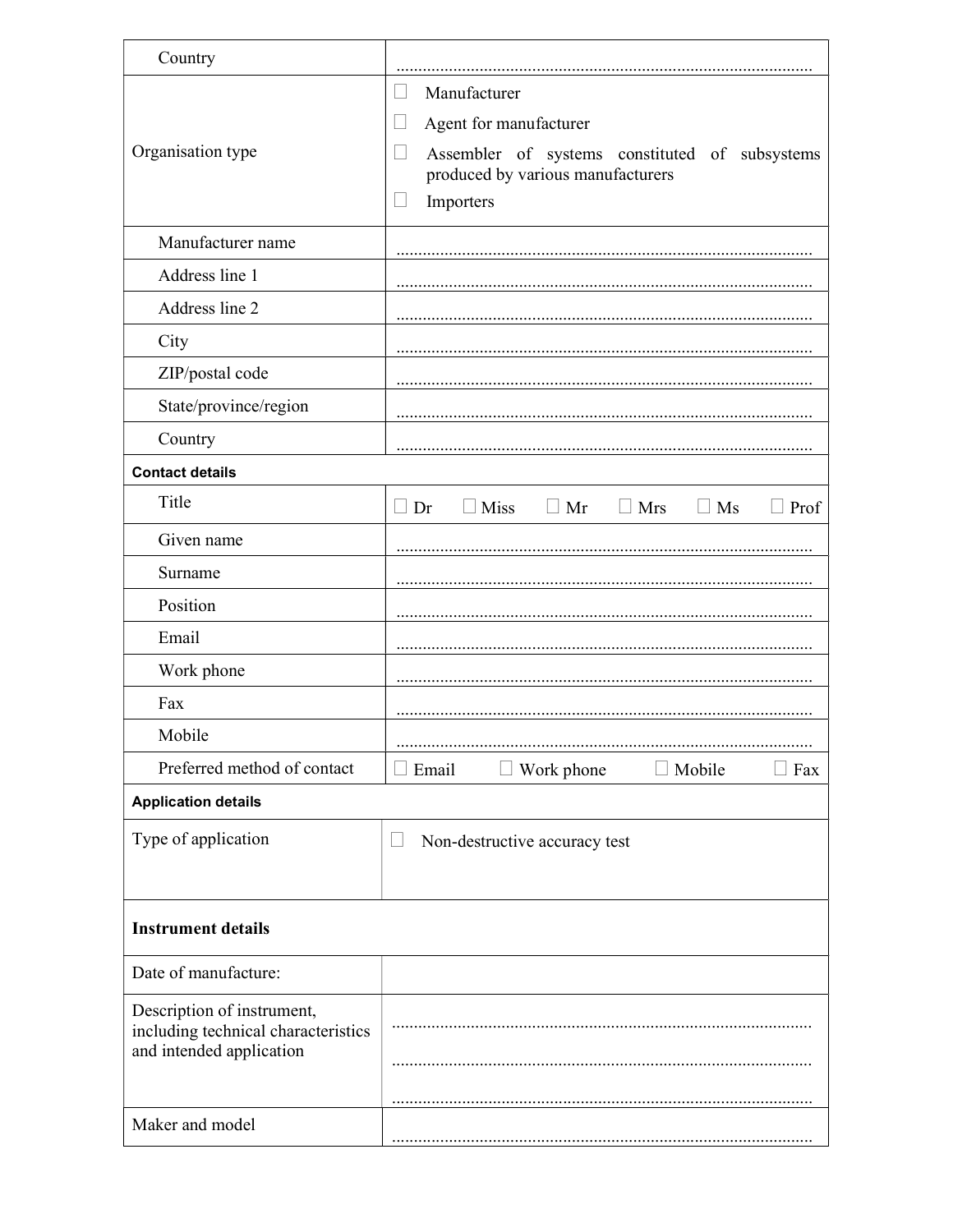| | |
|---|---|
| Country | ............................................................................................... |
| Organisation type | ☐ Manufacturer<br>☐ Agent for manufacturer<br>☐ Assembler of systems constituted of subsystems produced by various manufacturers<br>☐ Importers |
| Manufacturer name | ............................................................................................... |
| Address line 1 | ............................................................................................... |
| Address line 2 | ............................................................................................... |
| City | ............................................................................................... |
| ZIP/postal code | ............................................................................................... |
| State/province/region | ............................................................................................... |
| Country | ............................................................................................... |
| **Contact details** | |
| Title | ☐ Dr ☐ Miss ☐ Mr ☐ Mrs ☐ Ms ☐ Prof |
| Given name | ............................................................................................... |
| Surname | ............................................................................................... |
| Position | ............................................................................................... |
| Email | ............................................................................................... |
| Work phone | ............................................................................................... |
| Fax | ............................................................................................... |
| Mobile | ............................................................................................... |
| Preferred method of contact | ☐ Email ☐ Work phone ☐ Mobile ☐ Fax |
| **Application details** | |
| Type of application | ☐ Non-destructive accuracy test |
| **Instrument details** | |
| Date of manufacture: | |
| Description of instrument, including technical characteristics and intended application | ...............................................................................................<br>...............................................................................................<br>............................................................................................... |
| Maker and model | ............................................................................................... |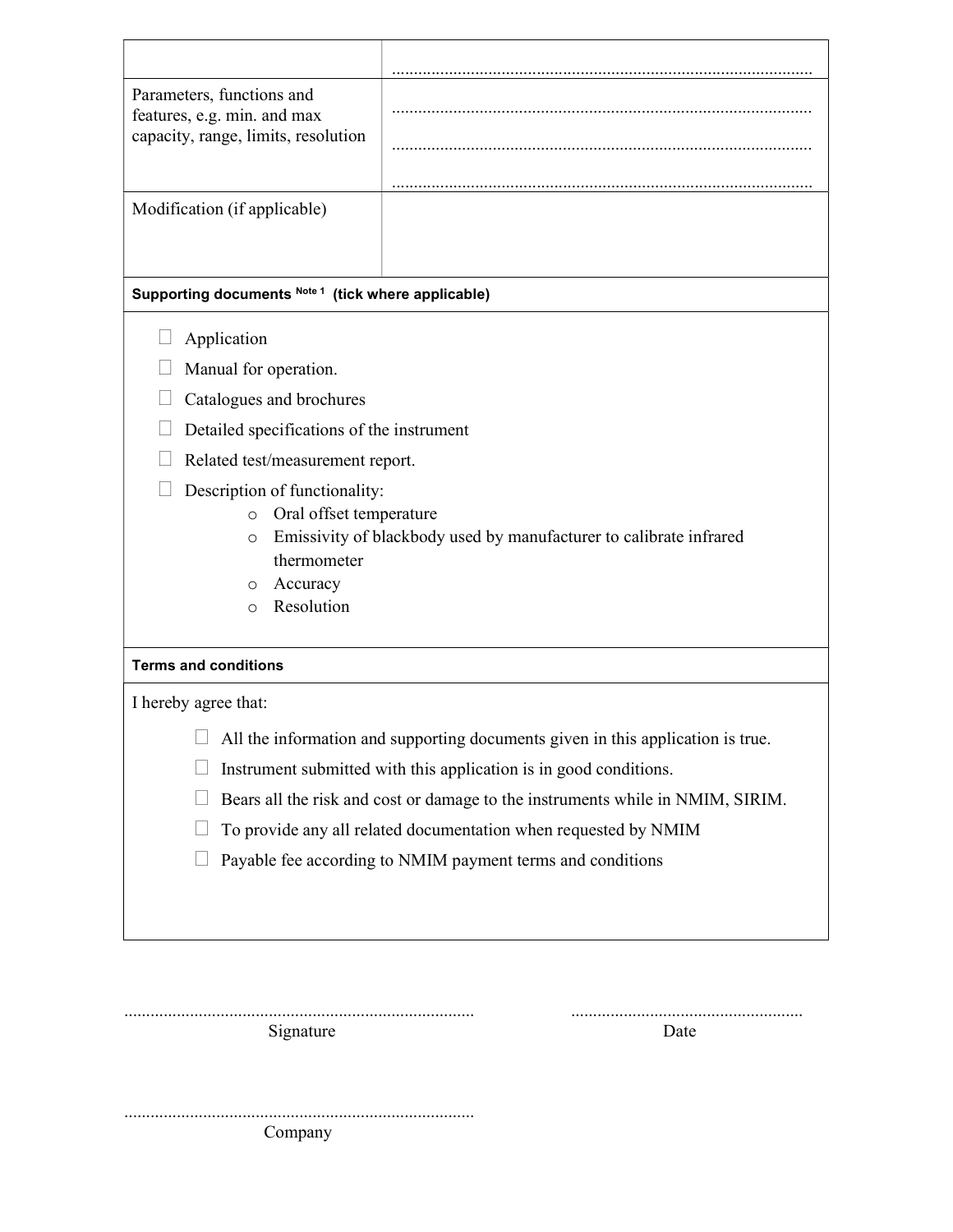| | |
|---|---|
| | ................................................................................................ |
| Parameters, functions and features, e.g. min. and max capacity, range, limits, resolution | ................................................................................................<br>................................................................................................<br>................................................................................................ |
| Modification (if applicable) | |

**Supporting documents** Note 1 **(tick where applicable)**

- ☐ Application
- ☐ Manual for operation.
- ☐ Catalogues and brochures
- ☐ Detailed specifications of the instrument
- ☐ Related test/measurement report.
- ☐ Description of functionality:
  - Oral offset temperature
  - Emissivity of blackbody used by manufacturer to calibrate infrared thermometer
  - Accuracy
  - Resolution

**Terms and conditions**

I hereby agree that:

- ☐ All the information and supporting documents given in this application is true.
- ☐ Instrument submitted with this application is in good conditions.
- ☐ Bears all the risk and cost or damage to the instruments while in NMIM, SIRIM.
- ☐ To provide any all related documentation when requested by NMIM
- ☐ Payable fee according to NMIM payment terms and conditions

...............................................................................
Signature

....................................................
Date

...............................................................................
Company